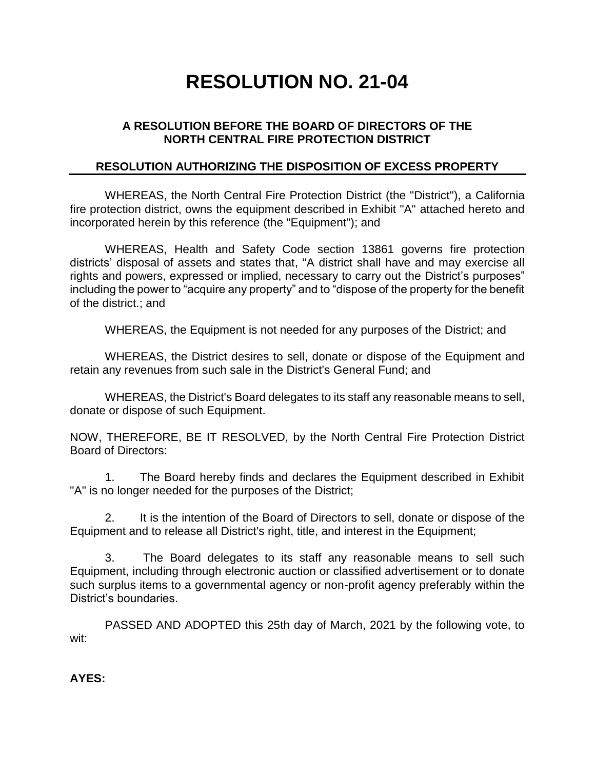# RESOLUTION NO. 21-04

### A RESOLUTION BEFORE THE BOARD OF DIRECTORS OF THE NORTH CENTRAL FIRE PROTECTION DISTRICT

### RESOLUTION AUTHORIZING THE DISPOSITION OF EXCESS PROPERTY

---

WHEREAS, the North Central Fire Protection District (the "District"), a California fire protection district, owns the equipment described in Exhibit "A" attached hereto and incorporated herein by this reference (the "Equipment"); and

WHEREAS, Health and Safety Code section 13861 governs fire protection districts' disposal of assets and states that, "A district shall have and may exercise all rights and powers, expressed or implied, necessary to carry out the District's purposes" including the power to "acquire any property" and to "dispose of the property for the benefit of the district.; and

WHEREAS, the Equipment is not needed for any purposes of the District; and

WHEREAS, the District desires to sell, donate or dispose of the Equipment and retain any revenues from such sale in the District's General Fund; and

WHEREAS, the District's Board delegates to its staff any reasonable means to sell, donate or dispose of such Equipment.

NOW, THEREFORE, BE IT RESOLVED, by the North Central Fire Protection District Board of Directors:

1. The Board hereby finds and declares the Equipment described in Exhibit "A" is no longer needed for the purposes of the District;

2. It is the intention of the Board of Directors to sell, donate or dispose of the Equipment and to release all District's right, title, and interest in the Equipment;

3. The Board delegates to its staff any reasonable means to sell such Equipment, including through electronic auction or classified advertisement or to donate such surplus items to a governmental agency or non-profit agency preferably within the District's boundaries.

PASSED AND ADOPTED this 25th day of March, 2021 by the following vote, to wit:

**AYES:**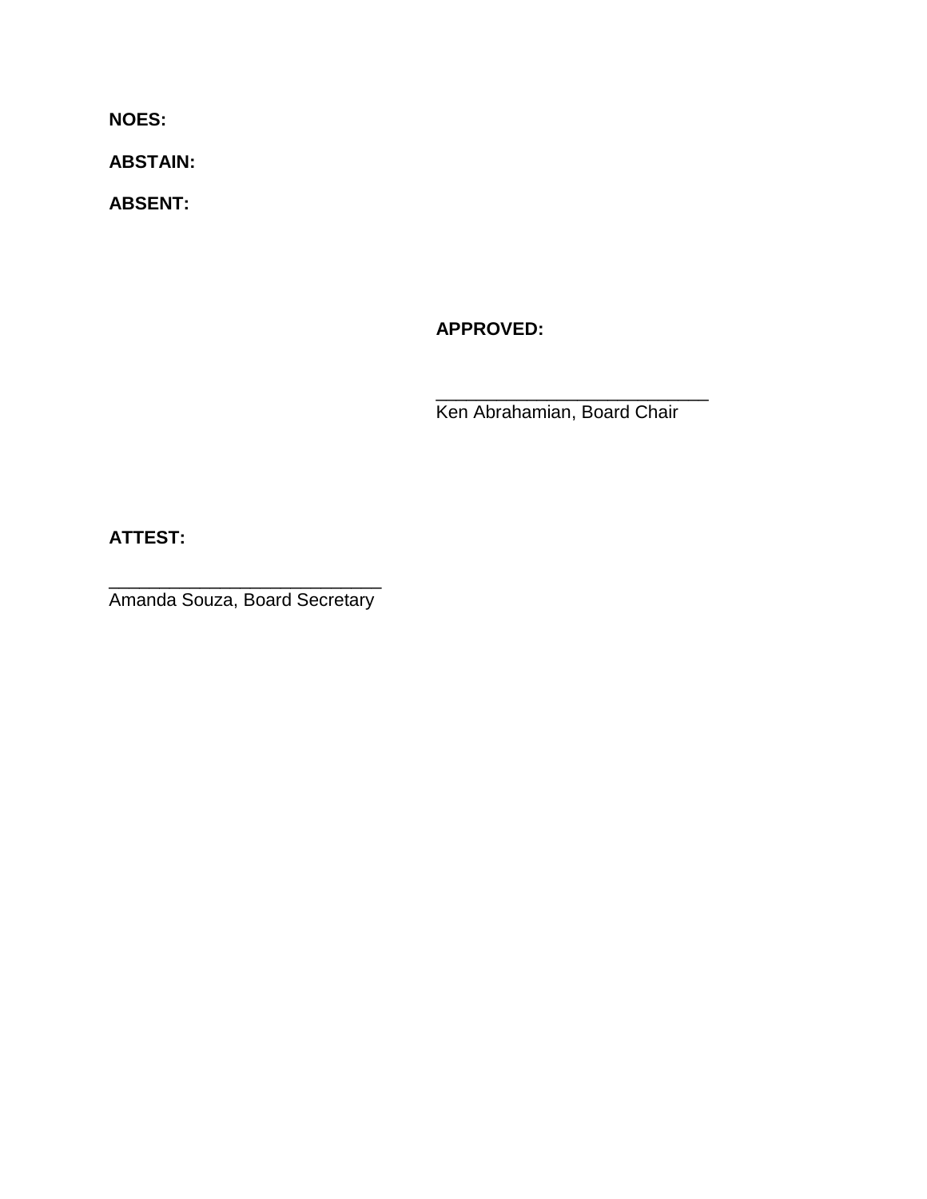**NOES:**

**ABSTAIN:**

**ABSENT:**

**APPROVED:**

___________________________
Ken Abrahamian, Board Chair

**ATTEST:**

___________________________
Amanda Souza, Board Secretary